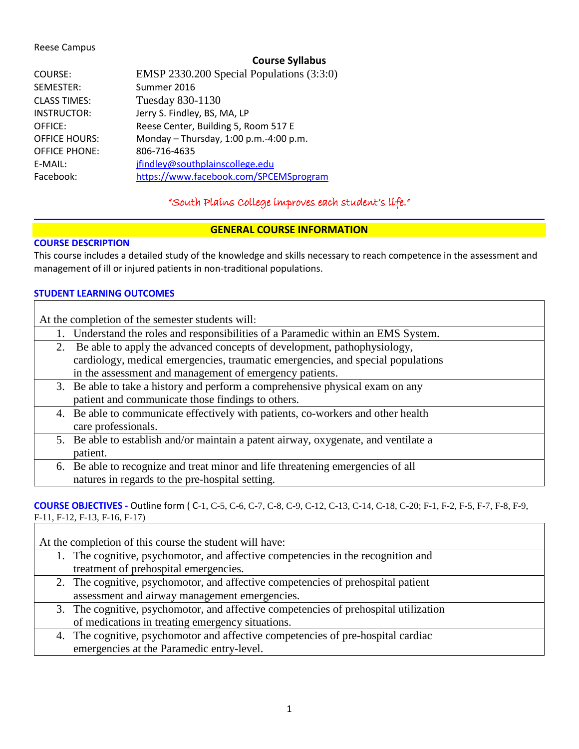Reese Campus

## Course Syllabus

| | |
|---|---|
| COURSE: | EMSP 2330.200 Special Populations (3:3:0) |
| SEMESTER: | Summer 2016 |
| CLASS TIMES: | Tuesday 830-1130 |
| INSTRUCTOR: | Jerry S. Findley, BS, MA, LP |
| OFFICE: | Reese Center, Building 5, Room 517 E |
| OFFICE HOURS: | Monday – Thursday, 1:00 p.m.-4:00 p.m. |
| OFFICE PHONE: | 806-716-4635 |
| E-MAIL: | jfindley@southplainscollege.edu |
| Facebook: | https://www.facebook.com/SPCEMSprogram |

*"South Plains College improves each student's life."*

## GENERAL COURSE INFORMATION

### COURSE DESCRIPTION

This course includes a detailed study of the knowledge and skills necessary to reach competence in the assessment and management of ill or injured patients in non-traditional populations.

### STUDENT LEARNING OUTCOMES

| At the completion of the semester students will: |
|---|
| 1. Understand the roles and responsibilities of a Paramedic within an EMS System. |
| 2. Be able to apply the advanced concepts of development, pathophysiology, cardiology, medical emergencies, traumatic emergencies, and special populations in the assessment and management of emergency patients. |
| 3. Be able to take a history and perform a comprehensive physical exam on any patient and communicate those findings to others. |
| 4. Be able to communicate effectively with patients, co-workers and other health care professionals. |
| 5. Be able to establish and/or maintain a patent airway, oxygenate, and ventilate a patient. |
| 6. Be able to recognize and treat minor and life threatening emergencies of all natures in regards to the pre-hospital setting. |

**COURSE OBJECTIVES -** Outline form ( C-1, C-5, C-6, C-7, C-8, C-9, C-12, C-13, C-14, C-18, C-20; F-1, F-2, F-5, F-7, F-8, F-9, F-11, F-12, F-13, F-16, F-17)

| At the completion of this course the student will have: |
|---|
| 1. The cognitive, psychomotor, and affective competencies in the recognition and treatment of prehospital emergencies. |
| 2. The cognitive, psychomotor, and affective competencies of prehospital patient assessment and airway management emergencies. |
| 3. The cognitive, psychomotor, and affective competencies of prehospital utilization of medications in treating emergency situations. |
| 4. The cognitive, psychomotor and affective competencies of pre-hospital cardiac emergencies at the Paramedic entry-level. |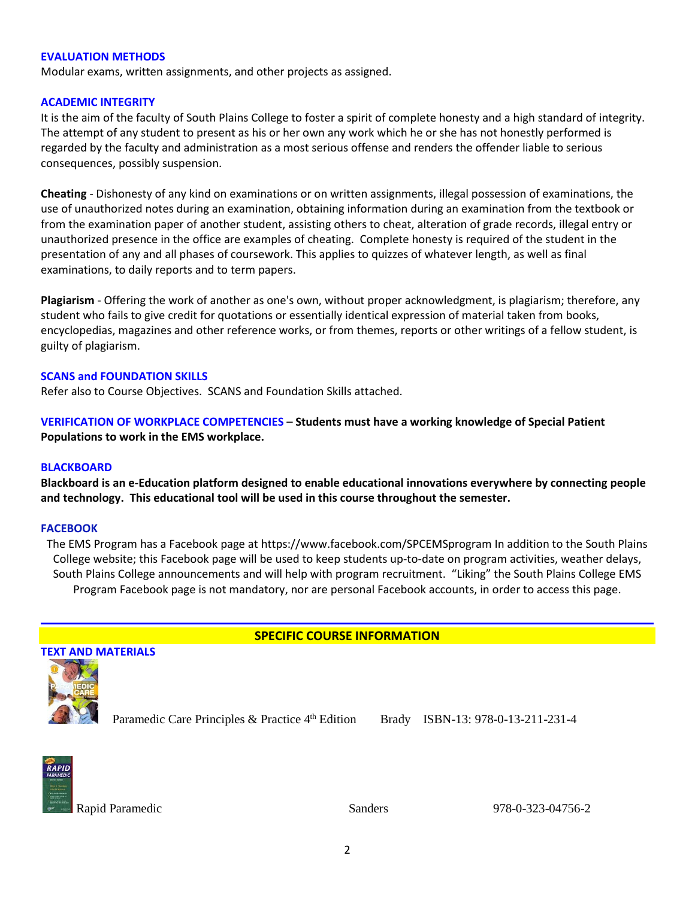## EVALUATION METHODS

Modular exams, written assignments, and other projects as assigned.

## ACADEMIC INTEGRITY

It is the aim of the faculty of South Plains College to foster a spirit of complete honesty and a high standard of integrity. The attempt of any student to present as his or her own any work which he or she has not honestly performed is regarded by the faculty and administration as a most serious offense and renders the offender liable to serious consequences, possibly suspension.

**Cheating** - Dishonesty of any kind on examinations or on written assignments, illegal possession of examinations, the use of unauthorized notes during an examination, obtaining information during an examination from the textbook or from the examination paper of another student, assisting others to cheat, alteration of grade records, illegal entry or unauthorized presence in the office are examples of cheating. Complete honesty is required of the student in the presentation of any and all phases of coursework. This applies to quizzes of whatever length, as well as final examinations, to daily reports and to term papers.

**Plagiarism** - Offering the work of another as one's own, without proper acknowledgment, is plagiarism; therefore, any student who fails to give credit for quotations or essentially identical expression of material taken from books, encyclopedias, magazines and other reference works, or from themes, reports or other writings of a fellow student, is guilty of plagiarism.

## SCANS and FOUNDATION SKILLS

Refer also to Course Objectives. SCANS and Foundation Skills attached.

**VERIFICATION OF WORKPLACE COMPETENCIES** – **Students must have a working knowledge of Special Patient Populations to work in the EMS workplace.**

## BLACKBOARD

**Blackboard is an e-Education platform designed to enable educational innovations everywhere by connecting people and technology. This educational tool will be used in this course throughout the semester.**

## FACEBOOK

The EMS Program has a Facebook page at https://www.facebook.com/SPCEMSprogram In addition to the South Plains College website; this Facebook page will be used to keep students up-to-date on program activities, weather delays, South Plains College announcements and will help with program recruitment. "Liking" the South Plains College EMS Program Facebook page is not mandatory, nor are personal Facebook accounts, in order to access this page.

# SPECIFIC COURSE INFORMATION

## TEXT AND MATERIALS

| Title | Publisher/Author | ISBN |
|---|---|---|
| Paramedic Care Principles & Practice 4th Edition | Brady | ISBN-13: 978-0-13-211-231-4 |
| Rapid Paramedic | Sanders | 978-0-323-04756-2 |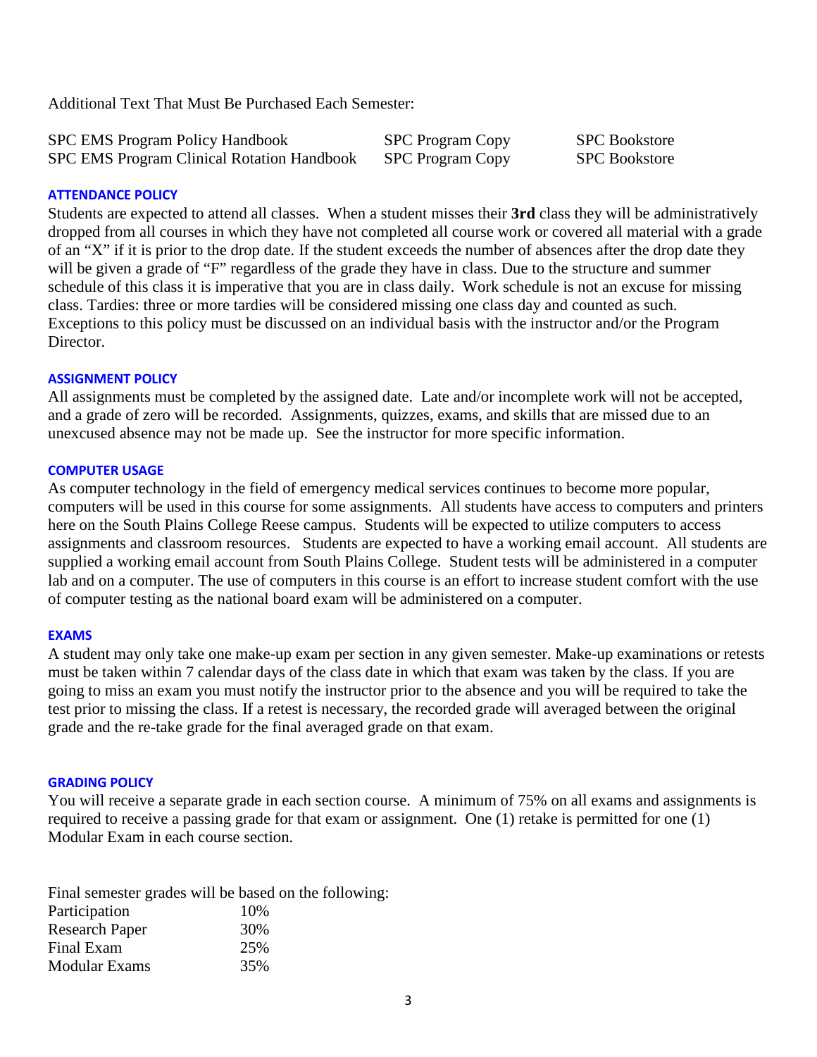Additional Text That Must Be Purchased Each Semester:

| | | |
|---|---|---|
| SPC EMS Program Policy Handbook | SPC Program Copy | SPC Bookstore |
| SPC EMS Program Clinical Rotation Handbook | SPC Program Copy | SPC Bookstore |

### ATTENDANCE POLICY

Students are expected to attend all classes. When a student misses their **3rd** class they will be administratively dropped from all courses in which they have not completed all course work or covered all material with a grade of an "X" if it is prior to the drop date. If the student exceeds the number of absences after the drop date they will be given a grade of "F" regardless of the grade they have in class. Due to the structure and summer schedule of this class it is imperative that you are in class daily. Work schedule is not an excuse for missing class. Tardies: three or more tardies will be considered missing one class day and counted as such. Exceptions to this policy must be discussed on an individual basis with the instructor and/or the Program Director.

### ASSIGNMENT POLICY

All assignments must be completed by the assigned date. Late and/or incomplete work will not be accepted, and a grade of zero will be recorded. Assignments, quizzes, exams, and skills that are missed due to an unexcused absence may not be made up. See the instructor for more specific information.

### COMPUTER USAGE

As computer technology in the field of emergency medical services continues to become more popular, computers will be used in this course for some assignments. All students have access to computers and printers here on the South Plains College Reese campus. Students will be expected to utilize computers to access assignments and classroom resources. Students are expected to have a working email account. All students are supplied a working email account from South Plains College. Student tests will be administered in a computer lab and on a computer. The use of computers in this course is an effort to increase student comfort with the use of computer testing as the national board exam will be administered on a computer.

### EXAMS

A student may only take one make-up exam per section in any given semester. Make-up examinations or retests must be taken within 7 calendar days of the class date in which that exam was taken by the class. If you are going to miss an exam you must notify the instructor prior to the absence and you will be required to take the test prior to missing the class. If a retest is necessary, the recorded grade will averaged between the original grade and the re-take grade for the final averaged grade on that exam.

### GRADING POLICY

You will receive a separate grade in each section course. A minimum of 75% on all exams and assignments is required to receive a passing grade for that exam or assignment. One (1) retake is permitted for one (1) Modular Exam in each course section.

Final semester grades will be based on the following:

| | |
|---|---|
| Participation | 10% |
| Research Paper | 30% |
| Final Exam | 25% |
| Modular Exams | 35% |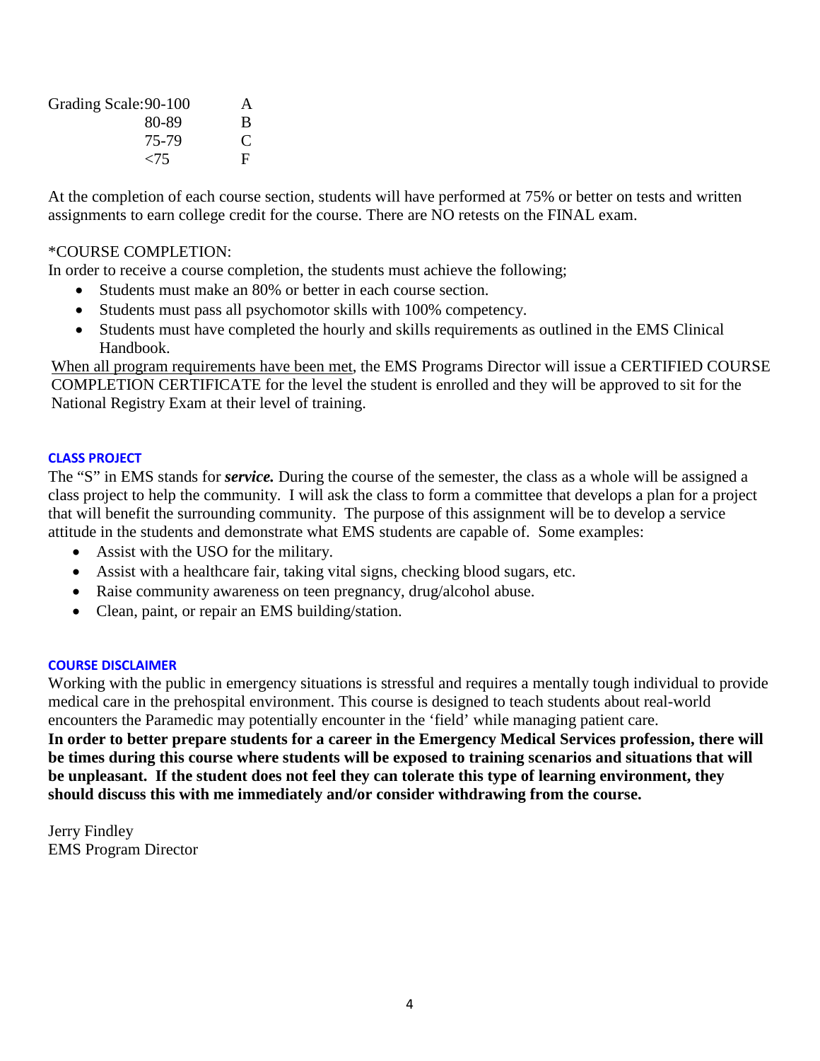| Grading Scale: | |
|---|---|
| 90-100 | A |
| 80-89 | B |
| 75-79 | C |
| <75 | F |

At the completion of each course section, students will have performed at 75% or better on tests and written assignments to earn college credit for the course. There are NO retests on the FINAL exam.

*COURSE COMPLETION:

In order to receive a course completion, the students must achieve the following;

- Students must make an 80% or better in each course section.
- Students must pass all psychomotor skills with 100% competency.
- Students must have completed the hourly and skills requirements as outlined in the EMS Clinical Handbook.

<u>When all program requirements have been met</u>, the EMS Programs Director will issue a CERTIFIED COURSE COMPLETION CERTIFICATE for the level the student is enrolled and they will be approved to sit for the National Registry Exam at their level of training.

## CLASS PROJECT

The "S" in EMS stands for ***service.*** During the course of the semester, the class as a whole will be assigned a class project to help the community. I will ask the class to form a committee that develops a plan for a project that will benefit the surrounding community. The purpose of this assignment will be to develop a service attitude in the students and demonstrate what EMS students are capable of. Some examples:

- Assist with the USO for the military.
- Assist with a healthcare fair, taking vital signs, checking blood sugars, etc.
- Raise community awareness on teen pregnancy, drug/alcohol abuse.
- Clean, paint, or repair an EMS building/station.

## COURSE DISCLAIMER

Working with the public in emergency situations is stressful and requires a mentally tough individual to provide medical care in the prehospital environment. This course is designed to teach students about real-world encounters the Paramedic may potentially encounter in the 'field' while managing patient care.
**In order to better prepare students for a career in the Emergency Medical Services profession, there will be times during this course where students will be exposed to training scenarios and situations that will be unpleasant. If the student does not feel they can tolerate this type of learning environment, they should discuss this with me immediately and/or consider withdrawing from the course.**

Jerry Findley
EMS Program Director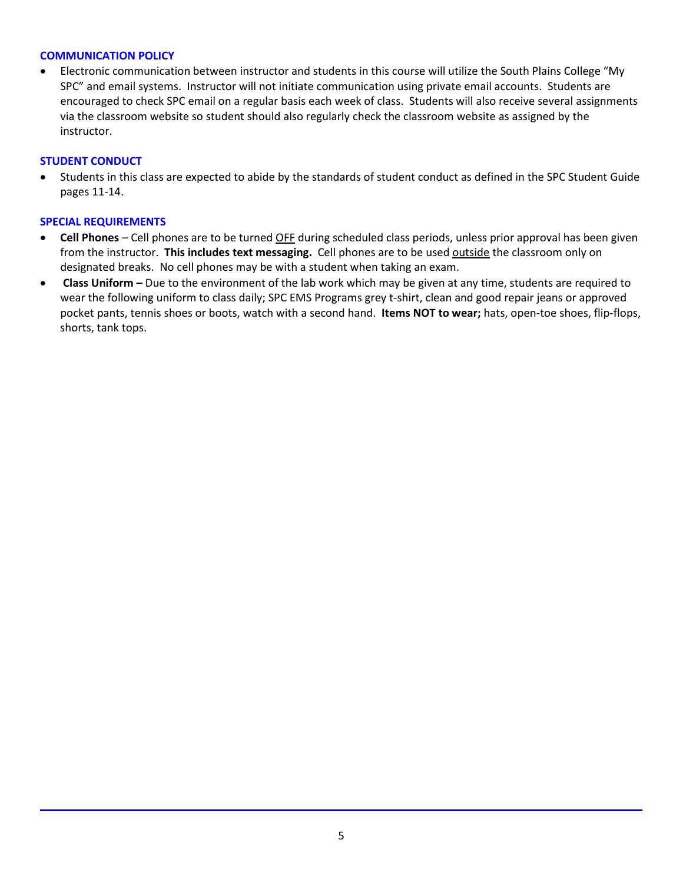### COMMUNICATION POLICY

- Electronic communication between instructor and students in this course will utilize the South Plains College "My SPC" and email systems. Instructor will not initiate communication using private email accounts. Students are encouraged to check SPC email on a regular basis each week of class. Students will also receive several assignments via the classroom website so student should also regularly check the classroom website as assigned by the instructor.

### STUDENT CONDUCT

- Students in this class are expected to abide by the standards of student conduct as defined in the SPC Student Guide pages 11-14.

### SPECIAL REQUIREMENTS

- **Cell Phones** – Cell phones are to be turned <u>OFF</u> during scheduled class periods, unless prior approval has been given from the instructor. **This includes text messaging.** Cell phones are to be used <u>outside</u> the classroom only on designated breaks. No cell phones may be with a student when taking an exam.
- **Class Uniform –** Due to the environment of the lab work which may be given at any time, students are required to wear the following uniform to class daily; SPC EMS Programs grey t-shirt, clean and good repair jeans or approved pocket pants, tennis shoes or boots, watch with a second hand. **Items NOT to wear;** hats, open-toe shoes, flip-flops, shorts, tank tops.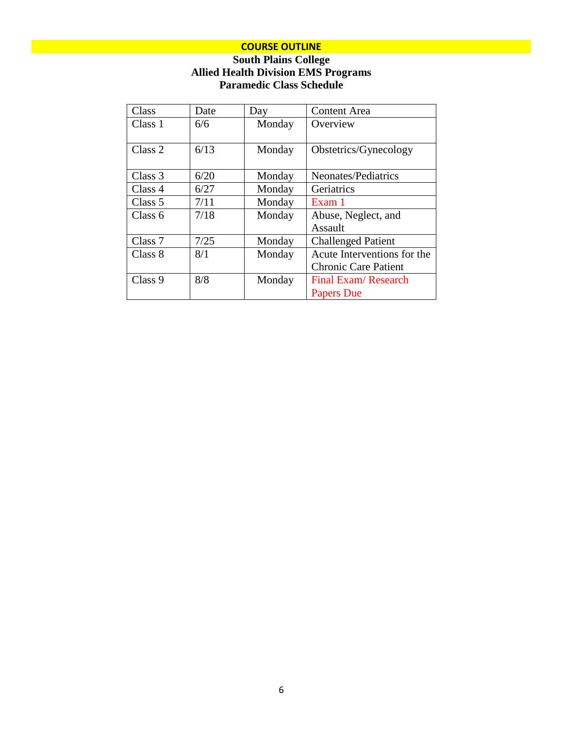## COURSE OUTLINE

**South Plains College**
**Allied Health Division EMS Programs**
**Paramedic Class Schedule**

| Class | Date | Day | Content Area |
|---|---|---|---|
| Class 1 | 6/6 | Monday | Overview |
| Class 2 | 6/13 | Monday | Obstetrics/Gynecology |
| Class 3 | 6/20 | Monday | Neonates/Pediatrics |
| Class 4 | 6/27 | Monday | Geriatrics |
| Class 5 | 7/11 | Monday | Exam 1 |
| Class 6 | 7/18 | Monday | Abuse, Neglect, and Assault |
| Class 7 | 7/25 | Monday | Challenged Patient |
| Class 8 | 8/1 | Monday | Acute Interventions for the Chronic Care Patient |
| Class 9 | 8/8 | Monday | Final Exam/ Research Papers Due |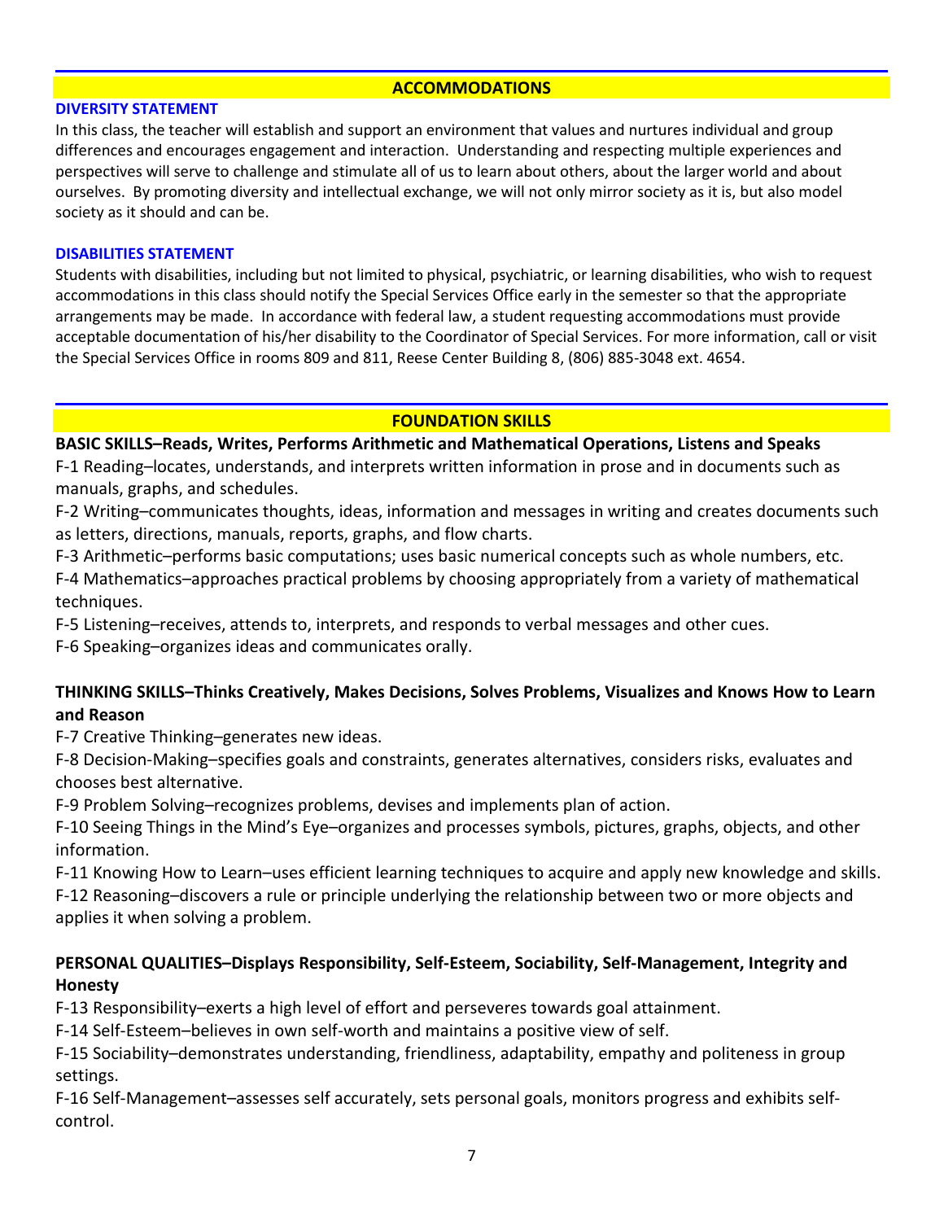## ACCOMMODATIONS

### DIVERSITY STATEMENT

In this class, the teacher will establish and support an environment that values and nurtures individual and group differences and encourages engagement and interaction. Understanding and respecting multiple experiences and perspectives will serve to challenge and stimulate all of us to learn about others, about the larger world and about ourselves. By promoting diversity and intellectual exchange, we will not only mirror society as it is, but also model society as it should and can be.

### DISABILITIES STATEMENT

Students with disabilities, including but not limited to physical, psychiatric, or learning disabilities, who wish to request accommodations in this class should notify the Special Services Office early in the semester so that the appropriate arrangements may be made. In accordance with federal law, a student requesting accommodations must provide acceptable documentation of his/her disability to the Coordinator of Special Services. For more information, call or visit the Special Services Office in rooms 809 and 811, Reese Center Building 8, (806) 885-3048 ext. 4654.

## FOUNDATION SKILLS

**BASIC SKILLS–Reads, Writes, Performs Arithmetic and Mathematical Operations, Listens and Speaks**

F-1 Reading–locates, understands, and interprets written information in prose and in documents such as manuals, graphs, and schedules.

F-2 Writing–communicates thoughts, ideas, information and messages in writing and creates documents such as letters, directions, manuals, reports, graphs, and flow charts.

F-3 Arithmetic–performs basic computations; uses basic numerical concepts such as whole numbers, etc.

F-4 Mathematics–approaches practical problems by choosing appropriately from a variety of mathematical techniques.

F-5 Listening–receives, attends to, interprets, and responds to verbal messages and other cues.

F-6 Speaking–organizes ideas and communicates orally.

**THINKING SKILLS–Thinks Creatively, Makes Decisions, Solves Problems, Visualizes and Knows How to Learn and Reason**

F-7 Creative Thinking–generates new ideas.

F-8 Decision-Making–specifies goals and constraints, generates alternatives, considers risks, evaluates and chooses best alternative.

F-9 Problem Solving–recognizes problems, devises and implements plan of action.

F-10 Seeing Things in the Mind's Eye–organizes and processes symbols, pictures, graphs, objects, and other information.

F-11 Knowing How to Learn–uses efficient learning techniques to acquire and apply new knowledge and skills.

F-12 Reasoning–discovers a rule or principle underlying the relationship between two or more objects and applies it when solving a problem.

**PERSONAL QUALITIES–Displays Responsibility, Self-Esteem, Sociability, Self-Management, Integrity and Honesty**

F-13 Responsibility–exerts a high level of effort and perseveres towards goal attainment.

F-14 Self-Esteem–believes in own self-worth and maintains a positive view of self.

F-15 Sociability–demonstrates understanding, friendliness, adaptability, empathy and politeness in group settings.

F-16 Self-Management–assesses self accurately, sets personal goals, monitors progress and exhibits self-control.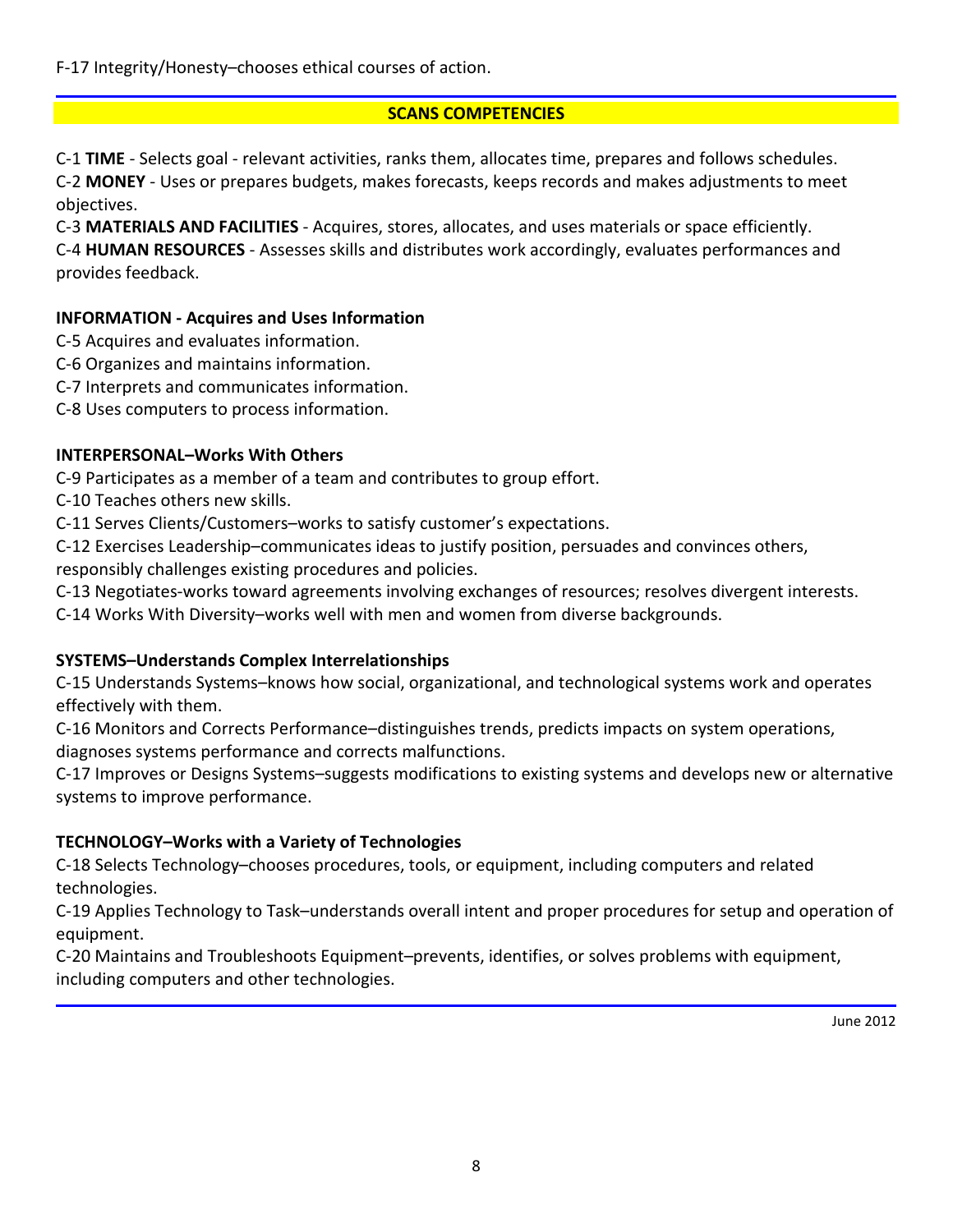F-17 Integrity/Honesty–chooses ethical courses of action.

## SCANS COMPETENCIES

C-1 **TIME** - Selects goal - relevant activities, ranks them, allocates time, prepares and follows schedules.
C-2 **MONEY** - Uses or prepares budgets, makes forecasts, keeps records and makes adjustments to meet objectives.
C-3 **MATERIALS AND FACILITIES** - Acquires, stores, allocates, and uses materials or space efficiently.
C-4 **HUMAN RESOURCES** - Assesses skills and distributes work accordingly, evaluates performances and provides feedback.

**INFORMATION - Acquires and Uses Information**

C-5 Acquires and evaluates information.
C-6 Organizes and maintains information.
C-7 Interprets and communicates information.
C-8 Uses computers to process information.

**INTERPERSONAL–Works With Others**

C-9 Participates as a member of a team and contributes to group effort.
C-10 Teaches others new skills.
C-11 Serves Clients/Customers–works to satisfy customer's expectations.
C-12 Exercises Leadership–communicates ideas to justify position, persuades and convinces others, responsibly challenges existing procedures and policies.
C-13 Negotiates-works toward agreements involving exchanges of resources; resolves divergent interests.
C-14 Works With Diversity–works well with men and women from diverse backgrounds.

**SYSTEMS–Understands Complex Interrelationships**

C-15 Understands Systems–knows how social, organizational, and technological systems work and operates effectively with them.
C-16 Monitors and Corrects Performance–distinguishes trends, predicts impacts on system operations, diagnoses systems performance and corrects malfunctions.
C-17 Improves or Designs Systems–suggests modifications to existing systems and develops new or alternative systems to improve performance.

**TECHNOLOGY–Works with a Variety of Technologies**

C-18 Selects Technology–chooses procedures, tools, or equipment, including computers and related technologies.
C-19 Applies Technology to Task–understands overall intent and proper procedures for setup and operation of equipment.
C-20 Maintains and Troubleshoots Equipment–prevents, identifies, or solves problems with equipment, including computers and other technologies.

June 2012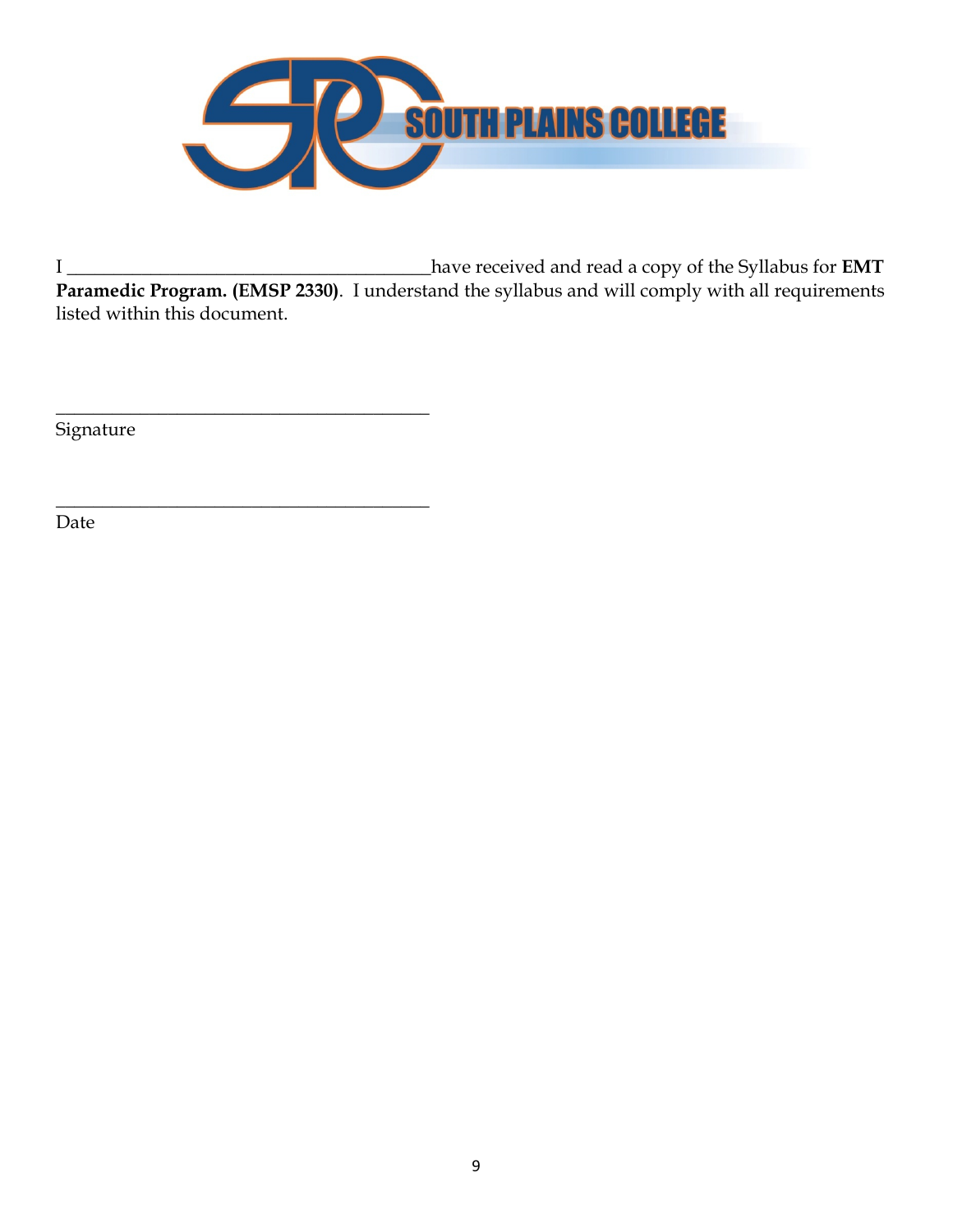SOUTH PLAINS COLLEGE

I ______________________________________have received and read a copy of the Syllabus for **EMT Paramedic Program. (EMSP 2330)**. I understand the syllabus and will comply with all requirements listed within this document.

______________________________________

Signature

______________________________________

Date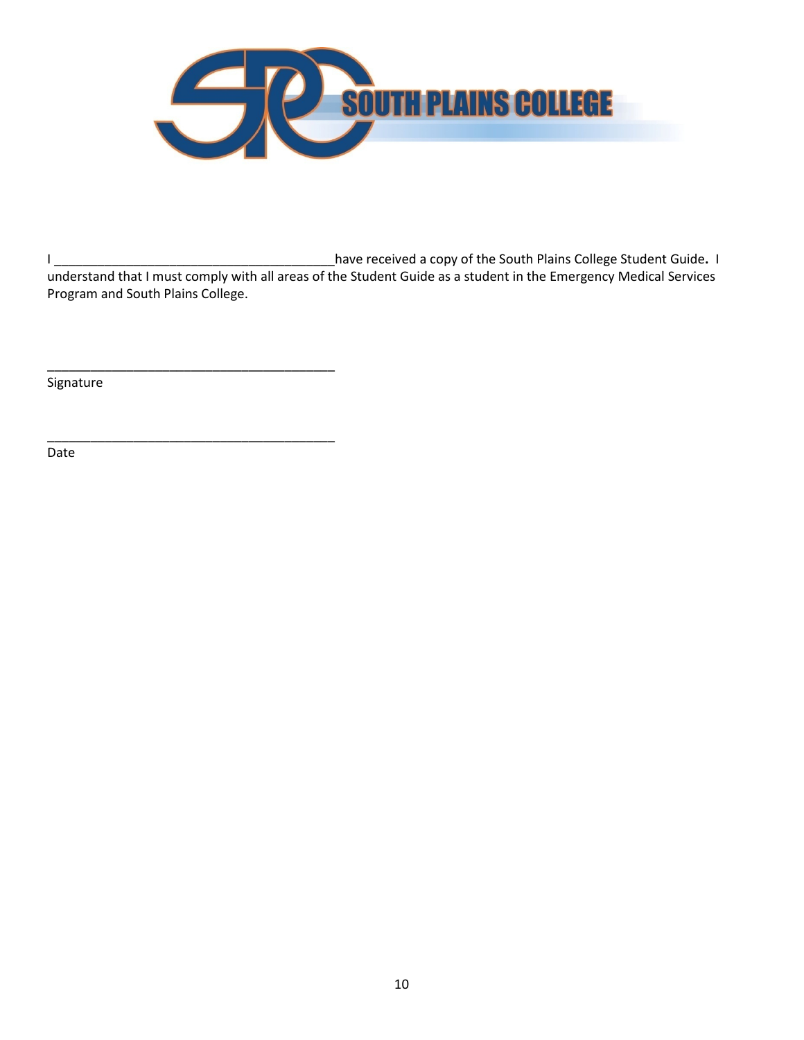SOUTH PLAINS COLLEGE

I ________________________________________have received a copy of the South Plains College Student Guide**.** I understand that I must comply with all areas of the Student Guide as a student in the Emergency Medical Services Program and South Plains College.

________________________________________
Signature

________________________________________
Date